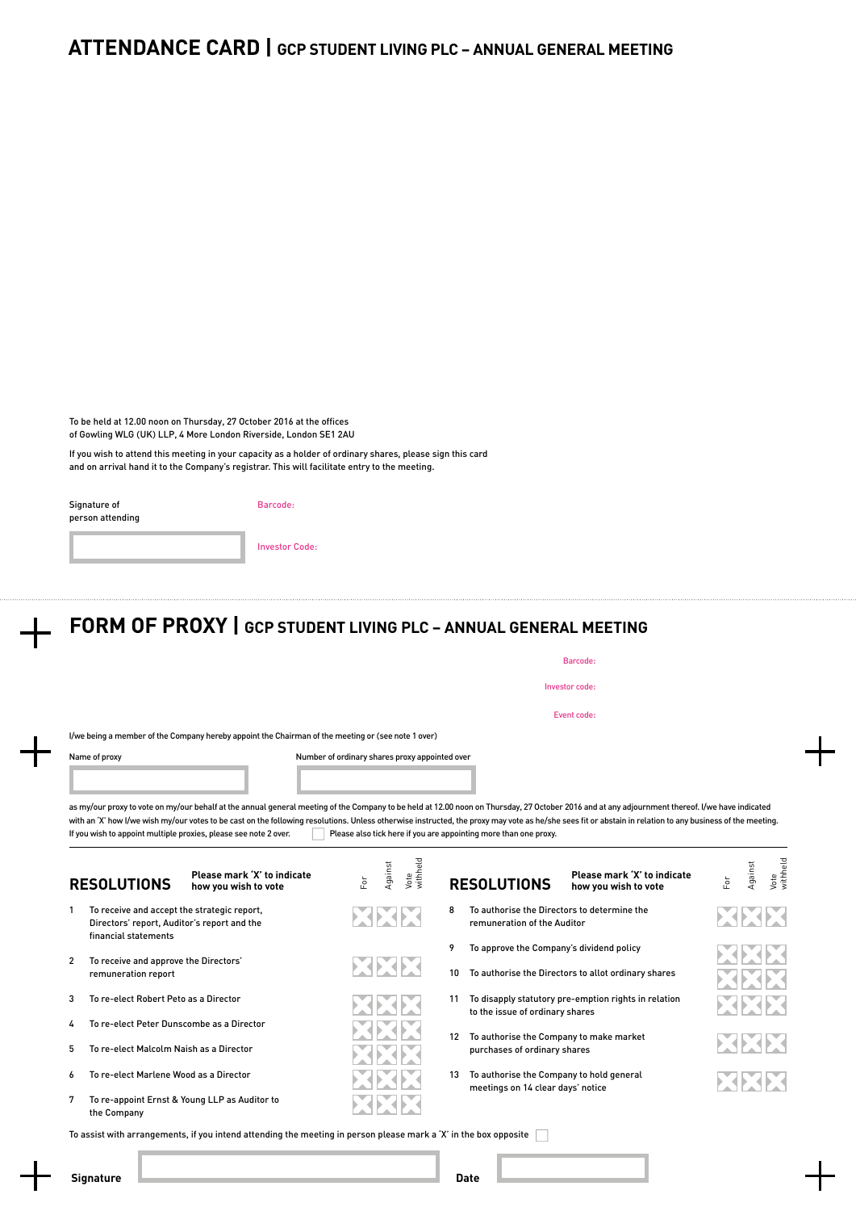# ATTENDANCE CARD | GCP STUDENT LIVING PLC – ANNUAL GENERAL MEETING

To be held at 12.00 noon on Thursday, 27 October 2016 at the offices of Gowling WLG (UK) LLP, 4 More London Riverside, London SE1 2AU

If you wish to attend this meeting in your capacity as a holder of ordinary shares, please sign this card and on arrival hand it to the Company's registrar. This will facilitate entry to the meeting.

Signature of person attending

Barcode:

Investor Code:

# FORM OF PROXY | GCP STUDENT LIVING PLC – ANNUAL GENERAL MEETING

Barcode:

Investor code:

Event code:

I/we being a member of the Company hereby appoint the Chairman of the meeting or (see note 1 over)

Name of proxy

Number of ordinary shares proxy appointed over

as my/our proxy to vote on my/our behalf at the annual general meeting of the Company to be held at 12.00 noon on Thursday, 27 October 2016 and at any adjournment thereof. I/we have indicated with an 'X' how I/we wish my/our votes to be cast on the following resolutions. Unless otherwise instructed, the proxy may vote as he/she sees fit or abstain in relation to any business of the meeting. If you wish to appoint multiple proxies, please see note 2 over. ☐ Please also tick here if you are appointing more than one proxy.

| RESOLUTIONS | Please mark 'X' to indicate how you wish to vote | For | Against | Vote withheld |
|---|---|---|---|---|
| 1 | To receive and accept the strategic report, Directors' report, Auditor's report and the financial statements | | | |
| 2 | To receive and approve the Directors' remuneration report | | | |
| 3 | To re-elect Robert Peto as a Director | | | |
| 4 | To re-elect Peter Dunscombe as a Director | | | |
| 5 | To re-elect Malcolm Naish as a Director | | | |
| 6 | To re-elect Marlene Wood as a Director | | | |
| 7 | To re-appoint Ernst & Young LLP as Auditor to the Company | | | |
| 8 | To authorise the Directors to determine the remuneration of the Auditor | | | |
| 9 | To approve the Company's dividend policy | | | |
| 10 | To authorise the Directors to allot ordinary shares | | | |
| 11 | To disapply statutory pre-emption rights in relation to the issue of ordinary shares | | | |
| 12 | To authorise the Company to make market purchases of ordinary shares | | | |
| 13 | To authorise the Company to hold general meetings on 14 clear days' notice | | | |

To assist with arrangements, if you intend attending the meeting in person please mark a 'X' in the box opposite ☐

**Signature**

**Date**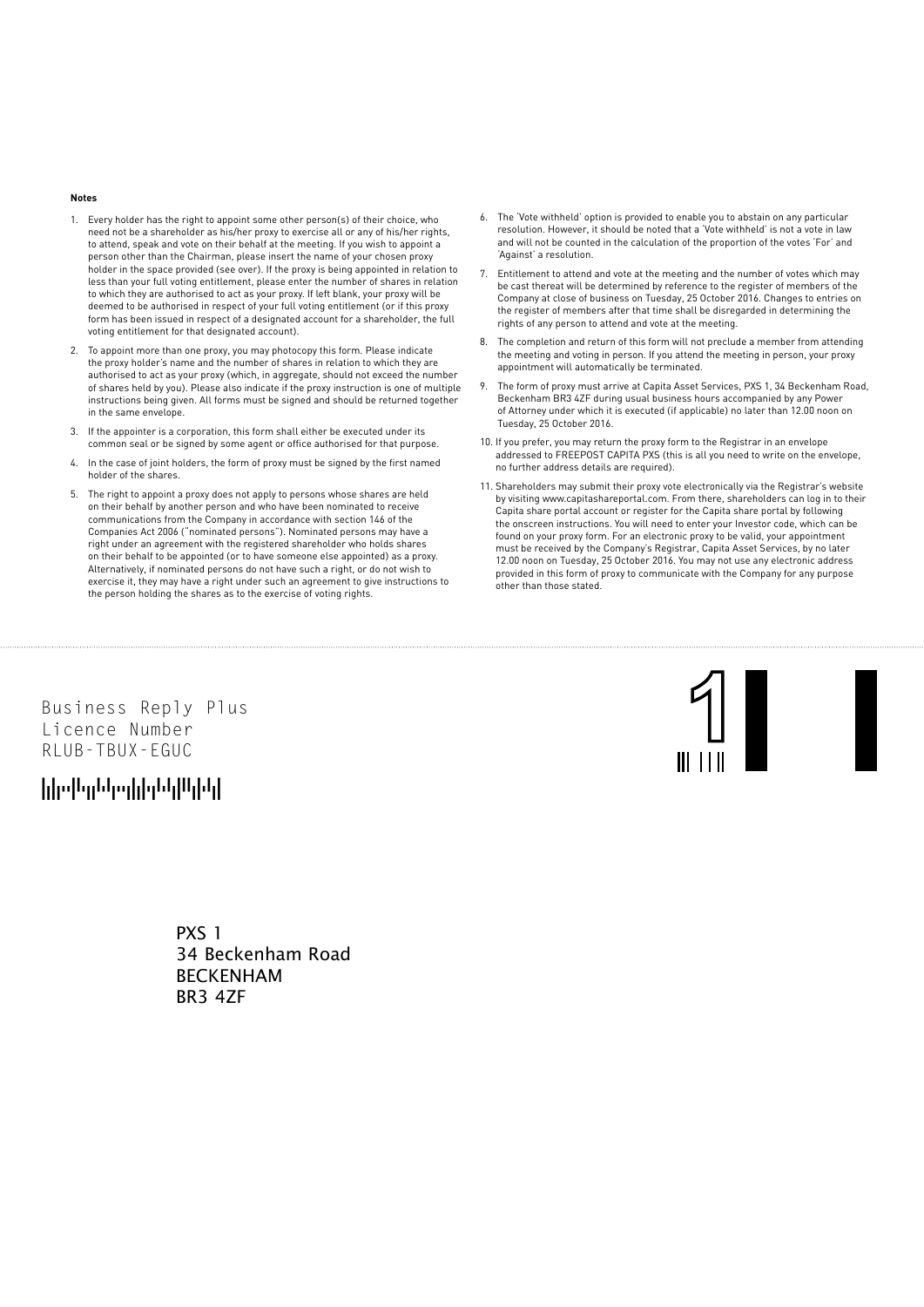**Notes**

1. Every holder has the right to appoint some other person(s) of their choice, who need not be a shareholder as his/her proxy to exercise all or any of his/her rights, to attend, speak and vote on their behalf at the meeting. If you wish to appoint a person other than the Chairman, please insert the name of your chosen proxy holder in the space provided (see over). If the proxy is being appointed in relation to less than your full voting entitlement, please enter the number of shares in relation to which they are authorised to act as your proxy. If left blank, your proxy will be deemed to be authorised in respect of your full voting entitlement (or if this proxy form has been issued in respect of a designated account for a shareholder, the full voting entitlement for that designated account).
2. To appoint more than one proxy, you may photocopy this form. Please indicate the proxy holder's name and the number of shares in relation to which they are authorised to act as your proxy (which, in aggregate, should not exceed the number of shares held by you). Please also indicate if the proxy instruction is one of multiple instructions being given. All forms must be signed and should be returned together in the same envelope.
3. If the appointer is a corporation, this form shall either be executed under its common seal or be signed by some agent or office authorised for that purpose.
4. In the case of joint holders, the form of proxy must be signed by the first named holder of the shares.
5. The right to appoint a proxy does not apply to persons whose shares are held on their behalf by another person and who have been nominated to receive communications from the Company in accordance with section 146 of the Companies Act 2006 ("nominated persons"). Nominated persons may have a right under an agreement with the registered shareholder who holds shares on their behalf to be appointed (or to have someone else appointed) as a proxy. Alternatively, if nominated persons do not have such a right, or do not wish to exercise it, they may have a right under such an agreement to give instructions to the person holding the shares as to the exercise of voting rights.
6. The 'Vote withheld' option is provided to enable you to abstain on any particular resolution. However, it should be noted that a 'Vote withheld' is not a vote in law and will not be counted in the calculation of the proportion of the votes 'For' and 'Against' a resolution.
7. Entitlement to attend and vote at the meeting and the number of votes which may be cast thereat will be determined by reference to the register of members of the Company at close of business on Tuesday, 25 October 2016. Changes to entries on the register of members after that time shall be disregarded in determining the rights of any person to attend and vote at the meeting.
8. The completion and return of this form will not preclude a member from attending the meeting and voting in person. If you attend the meeting in person, your proxy appointment will automatically be terminated.
9. The form of proxy must arrive at Capita Asset Services, PXS 1, 34 Beckenham Road, Beckenham BR3 4ZF during usual business hours accompanied by any Power of Attorney under which it is executed (if applicable) no later than 12.00 noon on Tuesday, 25 October 2016.
10. If you prefer, you may return the proxy form to the Registrar in an envelope addressed to FREEPOST CAPITA PXS (this is all you need to write on the envelope, no further address details are required).
11. Shareholders may submit their proxy vote electronically via the Registrar's website by visiting www.capitashareportal.com. From there, shareholders can log in to their Capita share portal account or register for the Capita share portal by following the onscreen instructions. You will need to enter your Investor code, which can be found on your proxy form. For an electronic proxy to be valid, your appointment must be received by the Company's Registrar, Capita Asset Services, by no later 12.00 noon on Tuesday, 25 October 2016. You may not use any electronic address provided in this form of proxy to communicate with the Company for any purpose other than those stated.

Business Reply Plus
Licence Number
RLUB-TBUX-EGUC

1

PXS 1
34 Beckenham Road
BECKENHAM
BR3 4ZF